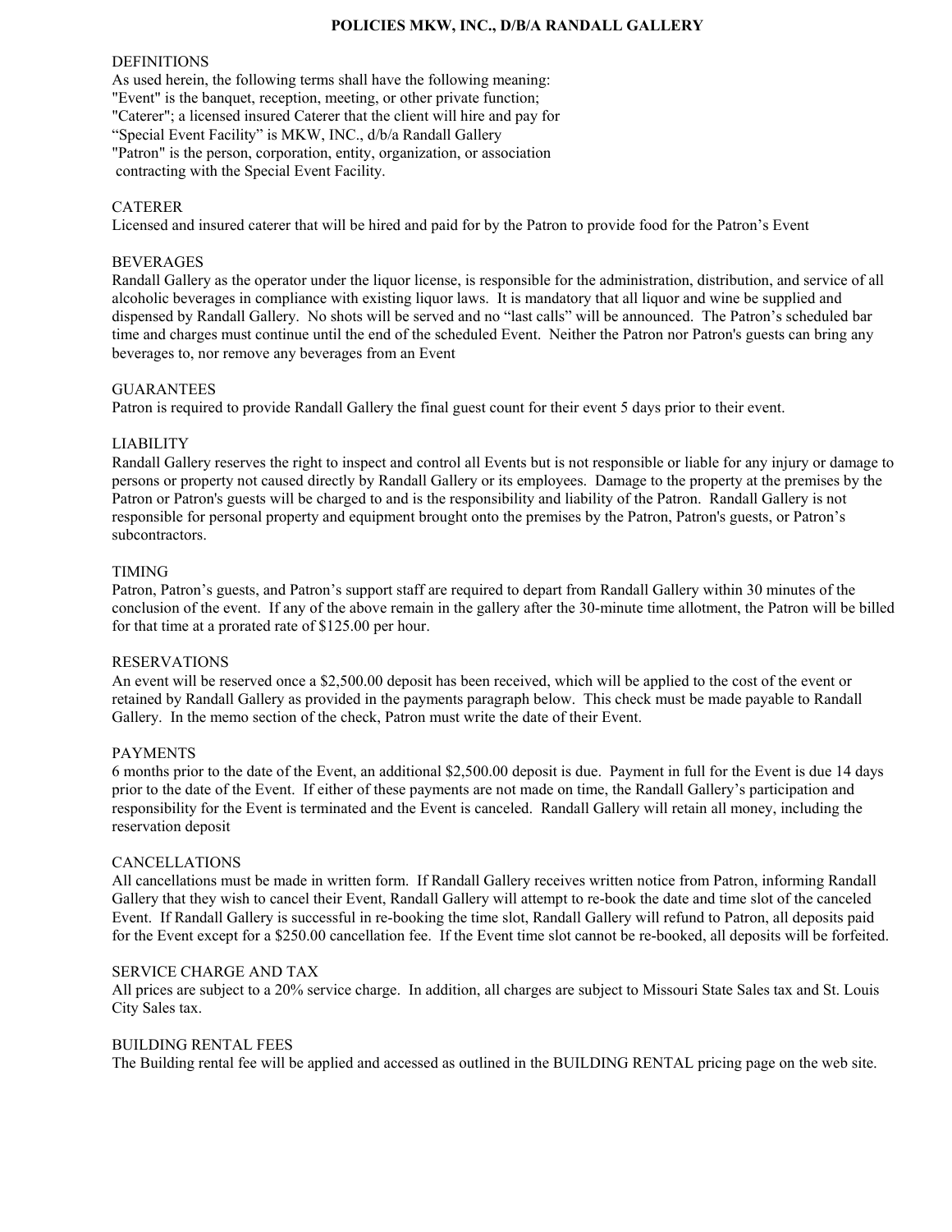# POLICIES MKW, INC., D/B/A RANDALL GALLERY

## DEFINITIONS

As used herein, the following terms shall have the following meaning:
"Event" is the banquet, reception, meeting, or other private function;
"Caterer"; a licensed insured Caterer that the client will hire and pay for
"Special Event Facility" is MKW, INC., d/b/a Randall Gallery
"Patron" is the person, corporation, entity, organization, or association contracting with the Special Event Facility.

## CATERER

Licensed and insured caterer that will be hired and paid for by the Patron to provide food for the Patron's Event

## BEVERAGES

Randall Gallery as the operator under the liquor license, is responsible for the administration, distribution, and service of all alcoholic beverages in compliance with existing liquor laws. It is mandatory that all liquor and wine be supplied and dispensed by Randall Gallery. No shots will be served and no "last calls" will be announced. The Patron's scheduled bar time and charges must continue until the end of the scheduled Event. Neither the Patron nor Patron's guests can bring any beverages to, nor remove any beverages from an Event

## GUARANTEES

Patron is required to provide Randall Gallery the final guest count for their event 5 days prior to their event.

## LIABILITY

Randall Gallery reserves the right to inspect and control all Events but is not responsible or liable for any injury or damage to persons or property not caused directly by Randall Gallery or its employees. Damage to the property at the premises by the Patron or Patron's guests will be charged to and is the responsibility and liability of the Patron. Randall Gallery is not responsible for personal property and equipment brought onto the premises by the Patron, Patron's guests, or Patron's subcontractors.

## TIMING

Patron, Patron's guests, and Patron's support staff are required to depart from Randall Gallery within 30 minutes of the conclusion of the event. If any of the above remain in the gallery after the 30-minute time allotment, the Patron will be billed for that time at a prorated rate of $125.00 per hour.

## RESERVATIONS

An event will be reserved once a $2,500.00 deposit has been received, which will be applied to the cost of the event or retained by Randall Gallery as provided in the payments paragraph below. This check must be made payable to Randall Gallery. In the memo section of the check, Patron must write the date of their Event.

## PAYMENTS

6 months prior to the date of the Event, an additional $2,500.00 deposit is due. Payment in full for the Event is due 14 days prior to the date of the Event. If either of these payments are not made on time, the Randall Gallery's participation and responsibility for the Event is terminated and the Event is canceled. Randall Gallery will retain all money, including the reservation deposit

## CANCELLATIONS

All cancellations must be made in written form. If Randall Gallery receives written notice from Patron, informing Randall Gallery that they wish to cancel their Event, Randall Gallery will attempt to re-book the date and time slot of the canceled Event. If Randall Gallery is successful in re-booking the time slot, Randall Gallery will refund to Patron, all deposits paid for the Event except for a $250.00 cancellation fee. If the Event time slot cannot be re-booked, all deposits will be forfeited.

## SERVICE CHARGE AND TAX

All prices are subject to a 20% service charge. In addition, all charges are subject to Missouri State Sales tax and St. Louis City Sales tax.

## BUILDING RENTAL FEES

The Building rental fee will be applied and accessed as outlined in the BUILDING RENTAL pricing page on the web site.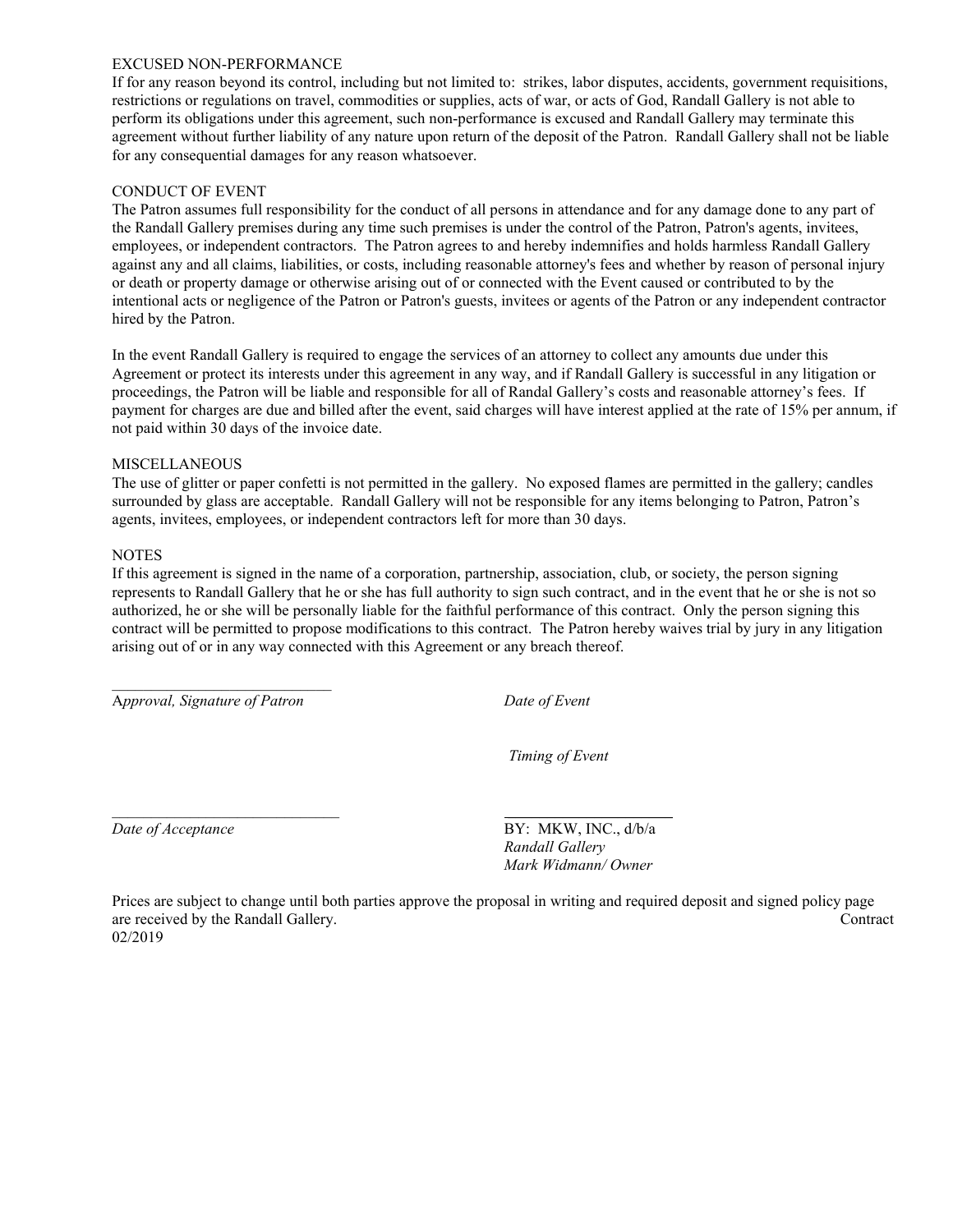EXCUSED NON-PERFORMANCE

If for any reason beyond its control, including but not limited to: strikes, labor disputes, accidents, government requisitions, restrictions or regulations on travel, commodities or supplies, acts of war, or acts of God, Randall Gallery is not able to perform its obligations under this agreement, such non-performance is excused and Randall Gallery may terminate this agreement without further liability of any nature upon return of the deposit of the Patron. Randall Gallery shall not be liable for any consequential damages for any reason whatsoever.

CONDUCT OF EVENT

The Patron assumes full responsibility for the conduct of all persons in attendance and for any damage done to any part of the Randall Gallery premises during any time such premises is under the control of the Patron, Patron's agents, invitees, employees, or independent contractors. The Patron agrees to and hereby indemnifies and holds harmless Randall Gallery against any and all claims, liabilities, or costs, including reasonable attorney's fees and whether by reason of personal injury or death or property damage or otherwise arising out of or connected with the Event caused or contributed to by the intentional acts or negligence of the Patron or Patron's guests, invitees or agents of the Patron or any independent contractor hired by the Patron.

In the event Randall Gallery is required to engage the services of an attorney to collect any amounts due under this Agreement or protect its interests under this agreement in any way, and if Randall Gallery is successful in any litigation or proceedings, the Patron will be liable and responsible for all of Randal Gallery's costs and reasonable attorney's fees. If payment for charges are due and billed after the event, said charges will have interest applied at the rate of 15% per annum, if not paid within 30 days of the invoice date.

MISCELLANEOUS

The use of glitter or paper confetti is not permitted in the gallery. No exposed flames are permitted in the gallery; candles surrounded by glass are acceptable. Randall Gallery will not be responsible for any items belonging to Patron, Patron's agents, invitees, employees, or independent contractors left for more than 30 days.

NOTES

If this agreement is signed in the name of a corporation, partnership, association, club, or society, the person signing represents to Randall Gallery that he or she has full authority to sign such contract, and in the event that he or she is not so authorized, he or she will be personally liable for the faithful performance of this contract. Only the person signing this contract will be permitted to propose modifications to this contract. The Patron hereby waives trial by jury in any litigation arising out of or in any way connected with this Agreement or any breach thereof.

\_\_\_\_\_\_\_\_\_\_\_\_\_\_\_\_\_\_\_\_\_\_\_\_\_\_\_\_

*Approval, Signature of Patron*

*Date of Event*

*Timing of Event*

\_\_\_\_\_\_\_\_\_\_\_\_\_\_\_\_\_\_\_\_\_\_\_\_\_\_\_\_

*Date of Acceptance*

\_\_\_\_\_\_\_\_\_\_\_\_\_\_\_\_\_\_\_\_\_\_

BY: MKW, INC., d/b/a
*Randall Gallery*
*Mark Widmann/ Owner*

Prices are subject to change until both parties approve the proposal in writing and required deposit and signed policy page are received by the Randall Gallery.

Contract 02/2019